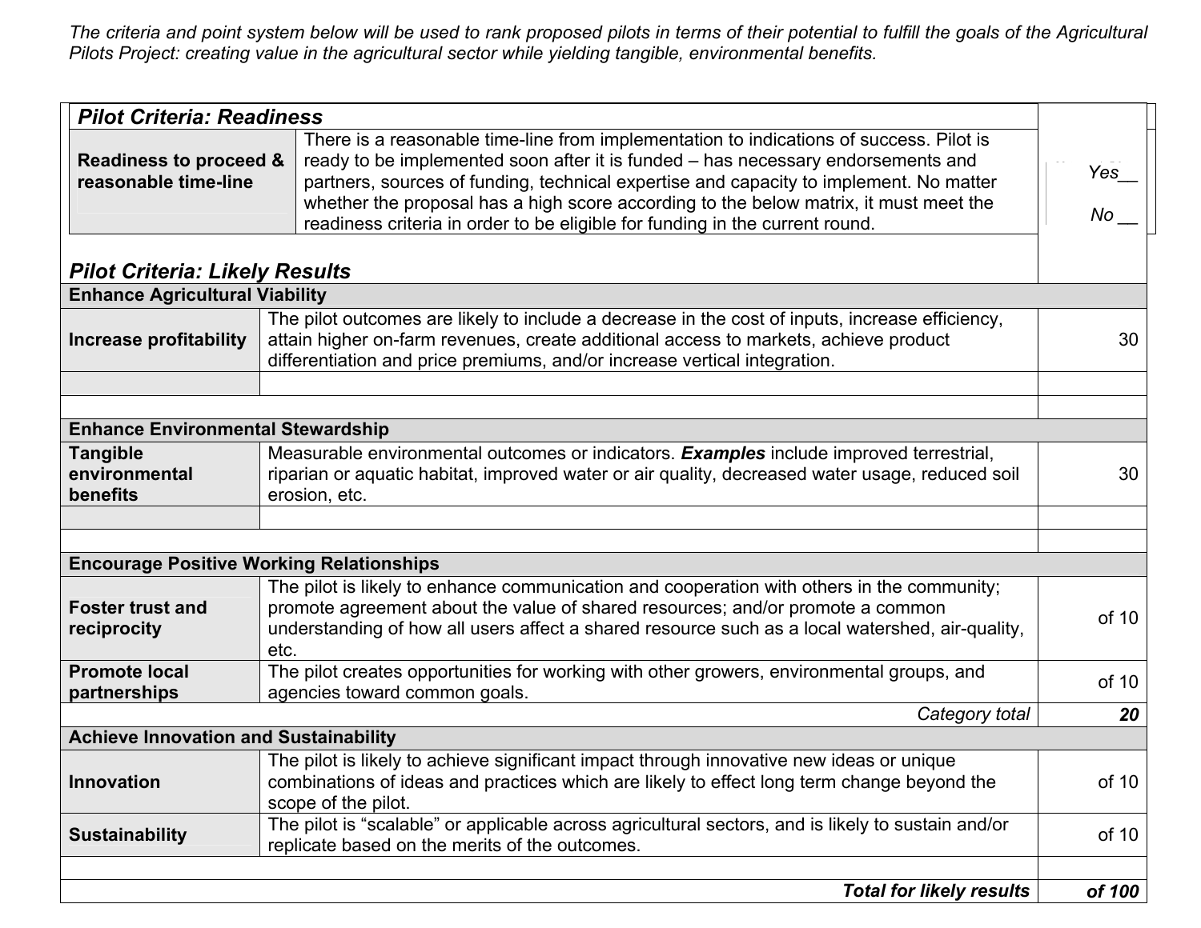*The criteria and point system below will be used to rank proposed pilots in terms of their potential to fulfill the goals of the Agricultural Pilots Project: creating value in the agricultural sector while yielding tangible, environmental benefits.*

| ***Pilot Criteria: Readiness*** | | |
|---|---|---|
| **Readiness to proceed & reasonable time-line** | There is a reasonable time-line from implementation to indications of success. Pilot is ready to be implemented soon after it is funded – has necessary endorsements and partners, sources of funding, technical expertise and capacity to implement. No matter whether the proposal has a high score according to the below matrix, it must meet the readiness criteria in order to be eligible for funding in the current round. | *Yes*__ *No* __ |

| ***Pilot Criteria: Likely Results*** | | |
|---|---|---|
| **Enhance Agricultural Viability** | | |
| **Increase profitability** | The pilot outcomes are likely to include a decrease in the cost of inputs, increase efficiency, attain higher on-farm revenues, create additional access to markets, achieve product differentiation and price premiums, and/or increase vertical integration. | 30 |
| | | |
| | | |
| **Enhance Environmental Stewardship** | | |
| **Tangible environmental benefits** | Measurable environmental outcomes or indicators. ***Examples*** include improved terrestrial, riparian or aquatic habitat, improved water or air quality, decreased water usage, reduced soil erosion, etc. | 30 |
| | | |
| | | |
| **Encourage Positive Working Relationships** | | |
| **Foster trust and reciprocity** | The pilot is likely to enhance communication and cooperation with others in the community; promote agreement about the value of shared resources; and/or promote a common understanding of how all users affect a shared resource such as a local watershed, air-quality, etc. | of 10 |
| **Promote local partnerships** | The pilot creates opportunities for working with other growers, environmental groups, and agencies toward common goals. | of 10 |
| | *Category total* | ***20*** |
| **Achieve Innovation and Sustainability** | | |
| **Innovation** | The pilot is likely to achieve significant impact through innovative new ideas or unique combinations of ideas and practices which are likely to effect long term change beyond the scope of the pilot. | of 10 |
| **Sustainability** | The pilot is "scalable" or applicable across agricultural sectors, and is likely to sustain and/or replicate based on the merits of the outcomes. | of 10 |
| | | |
| | ***Total for likely results*** | ***of 100*** |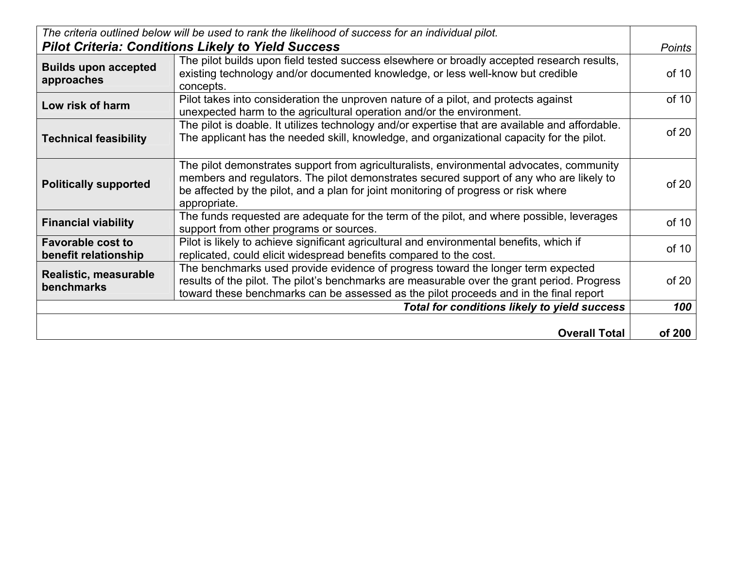| *The criteria outlined below will be used to rank the likelihood of success for an individual pilot.*<br>***Pilot Criteria: Conditions Likely to Yield Success*** | | *Points* |
| --- | --- | --- |
| **Builds upon accepted approaches** | The pilot builds upon field tested success elsewhere or broadly accepted research results, existing technology and/or documented knowledge, or less well-know but credible concepts. | of 10 |
| **Low risk of harm** | Pilot takes into consideration the unproven nature of a pilot, and protects against unexpected harm to the agricultural operation and/or the environment. | of 10 |
| **Technical feasibility** | The pilot is doable. It utilizes technology and/or expertise that are available and affordable. The applicant has the needed skill, knowledge, and organizational capacity for the pilot. | of 20 |
| **Politically supported** | The pilot demonstrates support from agriculturalists, environmental advocates, community members and regulators. The pilot demonstrates secured support of any who are likely to be affected by the pilot, and a plan for joint monitoring of progress or risk where appropriate. | of 20 |
| **Financial viability** | The funds requested are adequate for the term of the pilot, and where possible, leverages support from other programs or sources. | of 10 |
| **Favorable cost to benefit relationship** | Pilot is likely to achieve significant agricultural and environmental benefits, which if replicated, could elicit widespread benefits compared to the cost. | of 10 |
| **Realistic, measurable benchmarks** | The benchmarks used provide evidence of progress toward the longer term expected results of the pilot. The pilot's benchmarks are measurable over the grant period. Progress toward these benchmarks can be assessed as the pilot proceeds and in the final report | of 20 |
| | ***Total for conditions likely to yield success*** | ***100*** |
| | **Overall Total** | **of 200** |